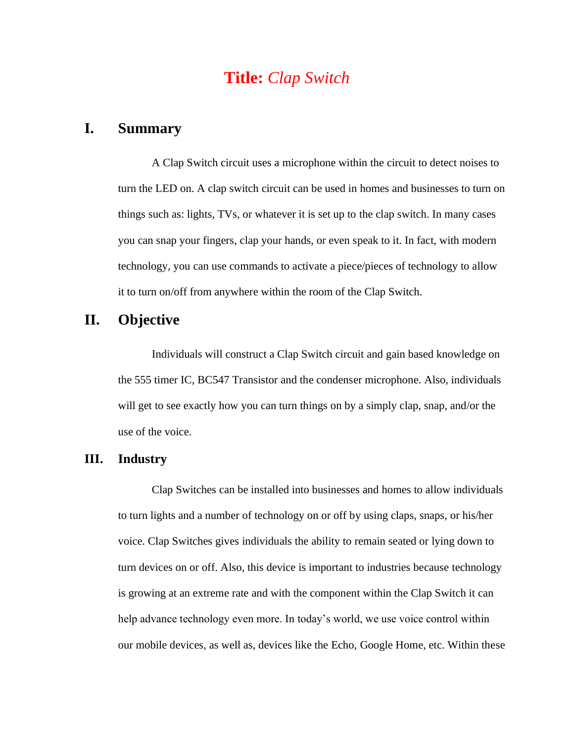# **Title:** *Clap Switch*

## I. Summary

A Clap Switch circuit uses a microphone within the circuit to detect noises to turn the LED on. A clap switch circuit can be used in homes and businesses to turn on things such as: lights, TVs, or whatever it is set up to the clap switch. In many cases you can snap your fingers, clap your hands, or even speak to it. In fact, with modern technology, you can use commands to activate a piece/pieces of technology to allow it to turn on/off from anywhere within the room of the Clap Switch.

## II. Objective

Individuals will construct a Clap Switch circuit and gain based knowledge on the 555 timer IC, BC547 Transistor and the condenser microphone. Also, individuals will get to see exactly how you can turn things on by a simply clap, snap, and/or the use of the voice.

## III. Industry

Clap Switches can be installed into businesses and homes to allow individuals to turn lights and a number of technology on or off by using claps, snaps, or his/her voice. Clap Switches gives individuals the ability to remain seated or lying down to turn devices on or off. Also, this device is important to industries because technology is growing at an extreme rate and with the component within the Clap Switch it can help advance technology even more. In today's world, we use voice control within our mobile devices, as well as, devices like the Echo, Google Home, etc. Within these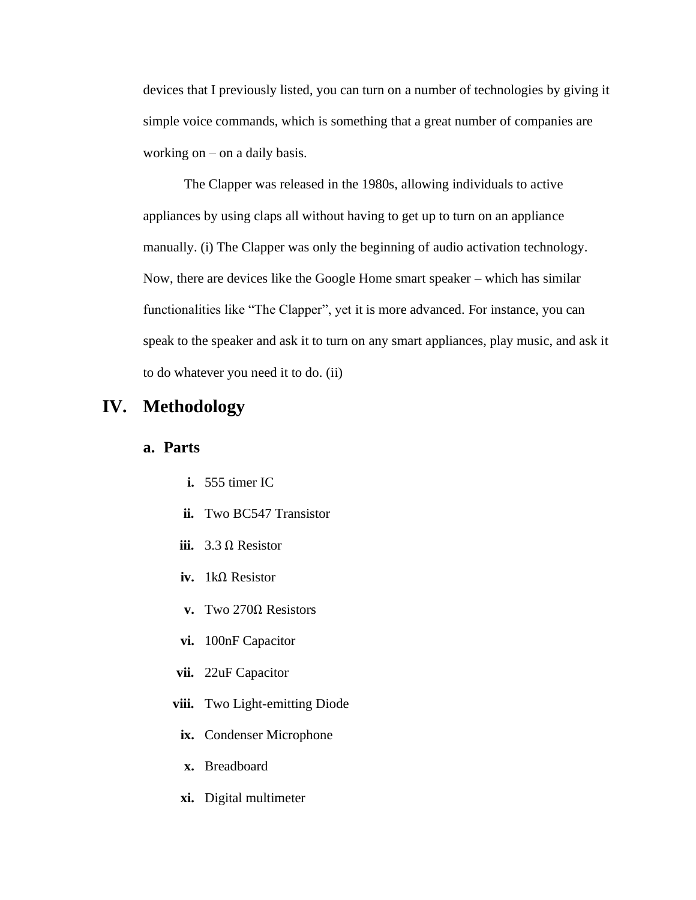devices that I previously listed, you can turn on a number of technologies by giving it simple voice commands, which is something that a great number of companies are working on – on a daily basis.

The Clapper was released in the 1980s, allowing individuals to active appliances by using claps all without having to get up to turn on an appliance manually. (i) The Clapper was only the beginning of audio activation technology. Now, there are devices like the Google Home smart speaker – which has similar functionalities like "The Clapper", yet it is more advanced. For instance, you can speak to the speaker and ask it to turn on any smart appliances, play music, and ask it to do whatever you need it to do. (ii)

# IV. Methodology

## a. Parts

- **i.** 555 timer IC
- **ii.** Two BC547 Transistor
- **iii.** 3.3 Ω Resistor
- **iv.** 1kΩ Resistor
- **v.** Two 270Ω Resistors
- **vi.** 100nF Capacitor
- **vii.** 22uF Capacitor
- **viii.** Two Light-emitting Diode
- **ix.** Condenser Microphone
- **x.** Breadboard
- **xi.** Digital multimeter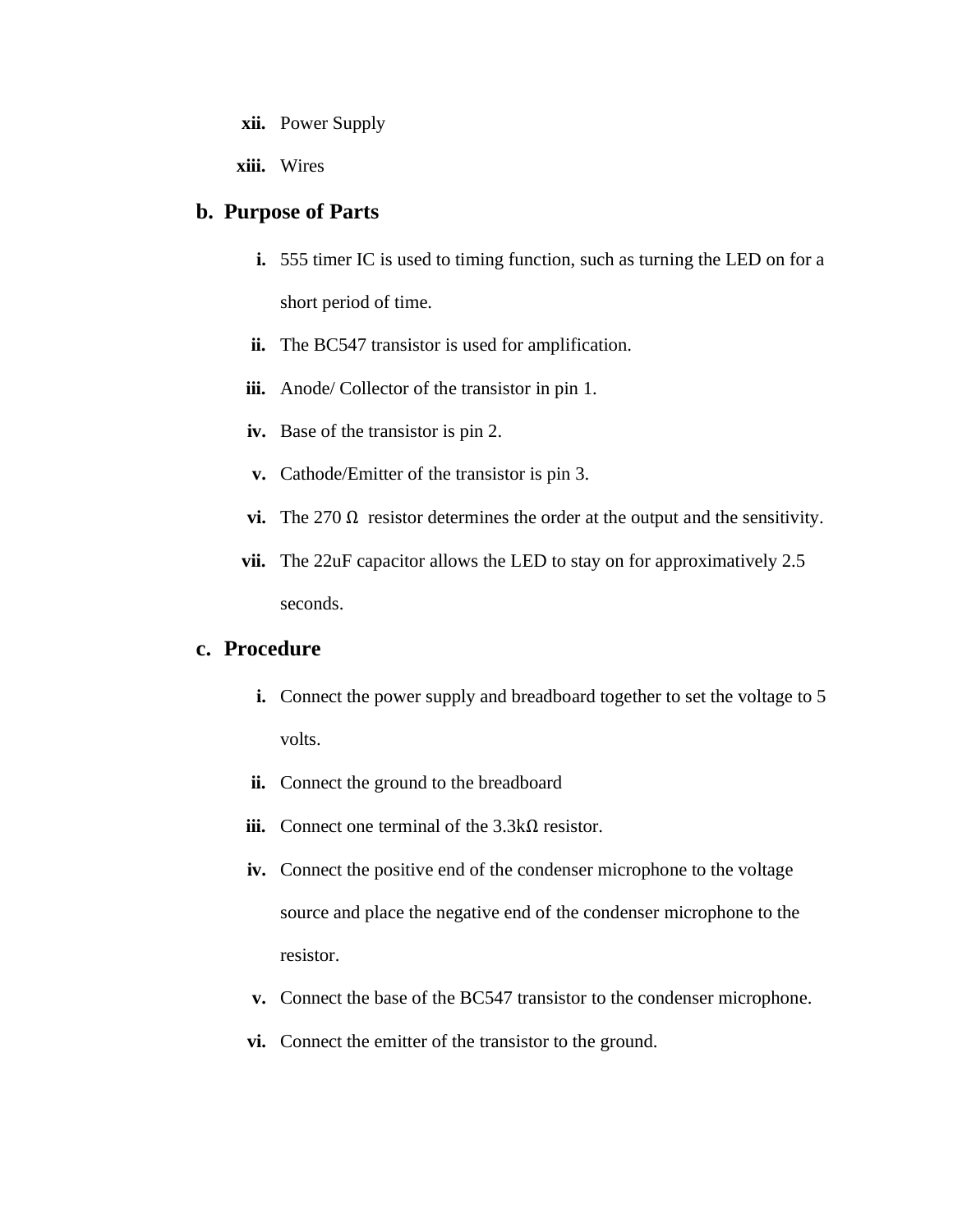xii. Power Supply

xiii. Wires

## b. Purpose of Parts

i. 555 timer IC is used to timing function, such as turning the LED on for a short period of time.

ii. The BC547 transistor is used for amplification.

iii. Anode/ Collector of the transistor in pin 1.

iv. Base of the transistor is pin 2.

v. Cathode/Emitter of the transistor is pin 3.

vi. The 270 Ω resistor determines the order at the output and the sensitivity.

vii. The 22uF capacitor allows the LED to stay on for approximatively 2.5 seconds.

## c. Procedure

i. Connect the power supply and breadboard together to set the voltage to 5 volts.

ii. Connect the ground to the breadboard

iii. Connect one terminal of the 3.3kΩ resistor.

iv. Connect the positive end of the condenser microphone to the voltage source and place the negative end of the condenser microphone to the resistor.

v. Connect the base of the BC547 transistor to the condenser microphone.

vi. Connect the emitter of the transistor to the ground.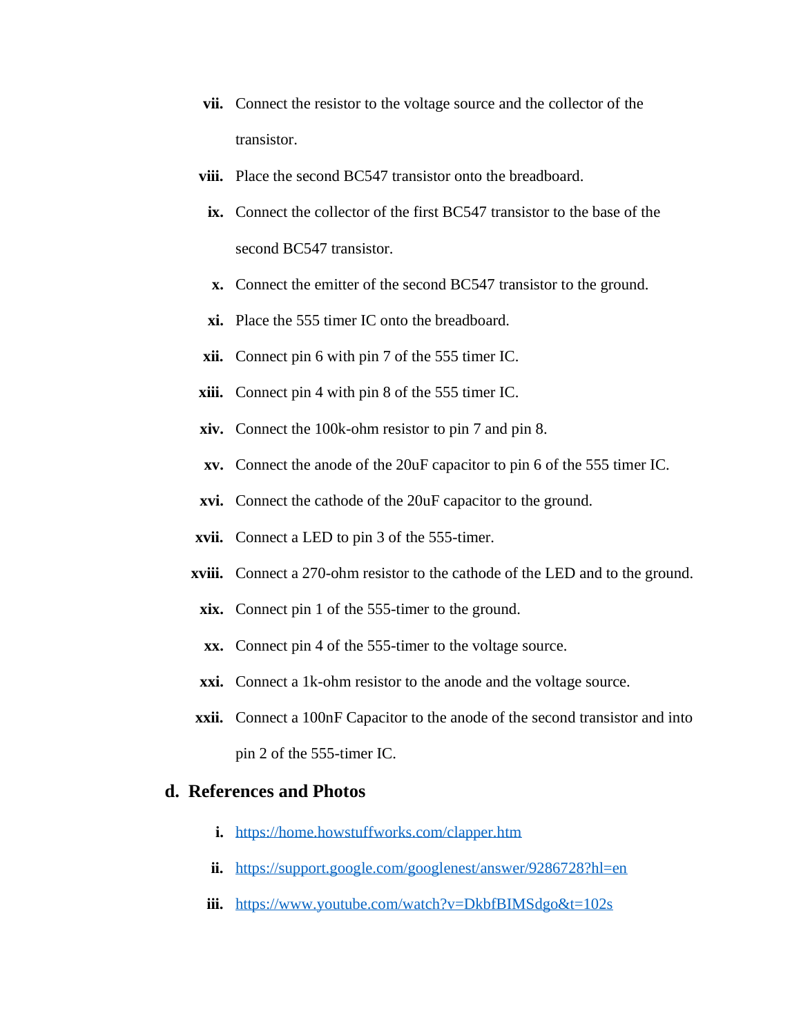vii. Connect the resistor to the voltage source and the collector of the transistor.

viii. Place the second BC547 transistor onto the breadboard.

ix. Connect the collector of the first BC547 transistor to the base of the second BC547 transistor.

x. Connect the emitter of the second BC547 transistor to the ground.

xi. Place the 555 timer IC onto the breadboard.

xii. Connect pin 6 with pin 7 of the 555 timer IC.

xiii. Connect pin 4 with pin 8 of the 555 timer IC.

xiv. Connect the 100k-ohm resistor to pin 7 and pin 8.

xv. Connect the anode of the 20uF capacitor to pin 6 of the 555 timer IC.

xvi. Connect the cathode of the 20uF capacitor to the ground.

xvii. Connect a LED to pin 3 of the 555-timer.

xviii. Connect a 270-ohm resistor to the cathode of the LED and to the ground.

xix. Connect pin 1 of the 555-timer to the ground.

xx. Connect pin 4 of the 555-timer to the voltage source.

xxi. Connect a 1k-ohm resistor to the anode and the voltage source.

xxii. Connect a 100nF Capacitor to the anode of the second transistor and into pin 2 of the 555-timer IC.

## d. References and Photos

i. https://home.howstuffworks.com/clapper.htm

ii. https://support.google.com/googlenest/answer/9286728?hl=en

iii. https://www.youtube.com/watch?v=DkbfBIMSdgo&t=102s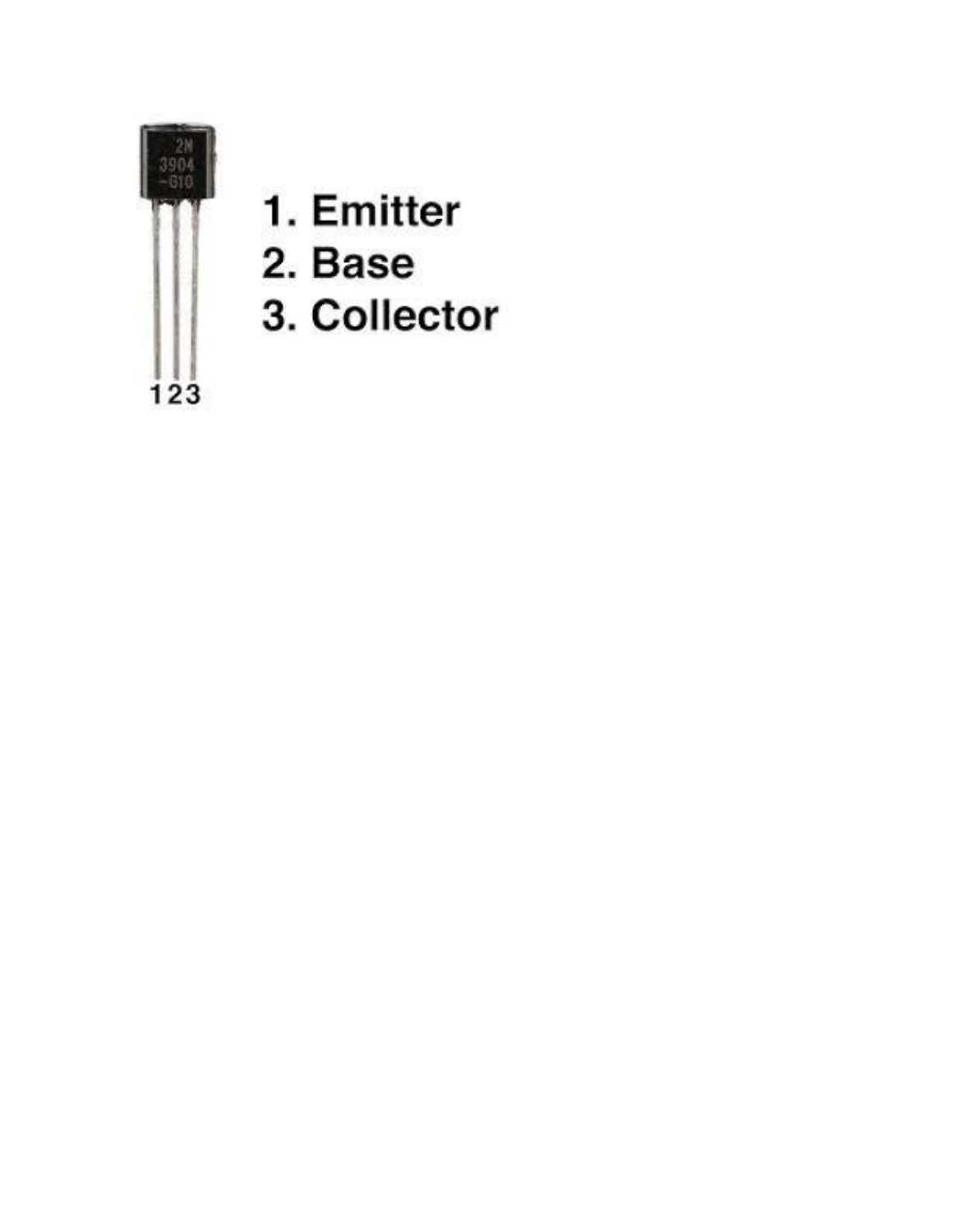1. Emitter
2. Base
3. Collector